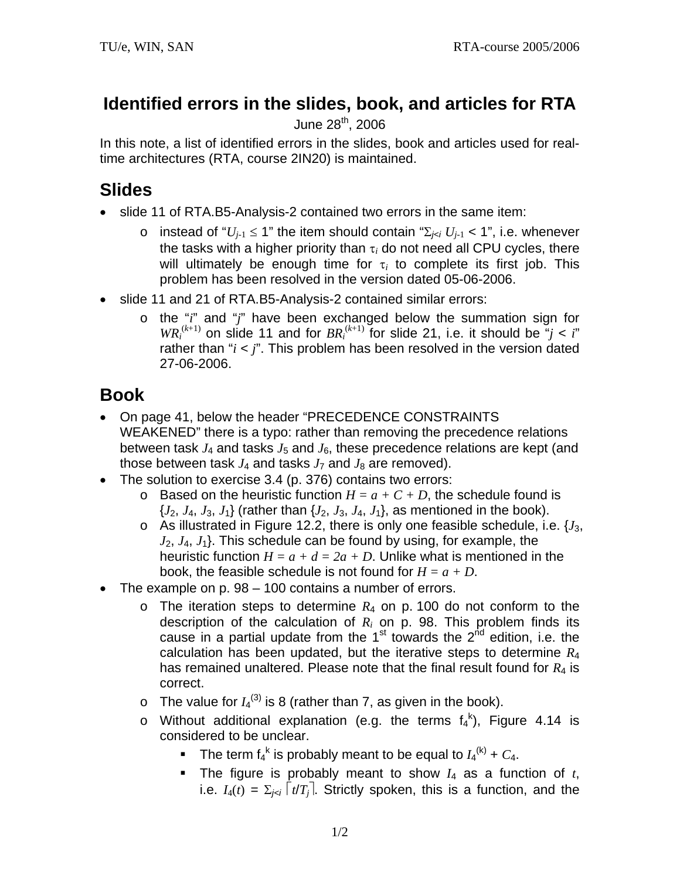# Identified errors in the slides, book, and articles for RTA

June 28th, 2006

In this note, a list of identified errors in the slides, book and articles used for real-time architectures (RTA, course 2IN20) is maintained.

## Slides

- slide 11 of RTA.B5-Analysis-2 contained two errors in the same item:
  - instead of "$U_{j-1} \leq 1$" the item should contain "$\Sigma_{j<i} U_{j-1} < 1$", i.e. whenever the tasks with a higher priority than $\tau_i$ do not need all CPU cycles, there will ultimately be enough time for $\tau_i$ to complete its first job. This problem has been resolved in the version dated 05-06-2006.
- slide 11 and 21 of RTA.B5-Analysis-2 contained similar errors:
  - the "$i$" and "$j$" have been exchanged below the summation sign for $WR_i^{(k+1)}$ on slide 11 and for $BR_i^{(k+1)}$ for slide 21, i.e. it should be "$j < i$" rather than "$i < j$". This problem has been resolved in the version dated 27-06-2006.

## Book

- On page 41, below the header "PRECEDENCE CONSTRAINTS WEAKENED" there is a typo: rather than removing the precedence relations between task $J_4$ and tasks $J_5$ and $J_6$, these precedence relations are kept (and those between task $J_4$ and tasks $J_7$ and $J_8$ are removed).
- The solution to exercise 3.4 (p. 376) contains two errors:
  - Based on the heuristic function $H = a + C + D$, the schedule found is $\{J_2, J_4, J_3, J_1\}$ (rather than $\{J_2, J_3, J_4, J_1\}$, as mentioned in the book).
  - As illustrated in Figure 12.2, there is only one feasible schedule, i.e. $\{J_3, J_2, J_4, J_1\}$. This schedule can be found by using, for example, the heuristic function $H = a + d = 2a + D$. Unlike what is mentioned in the book, the feasible schedule is not found for $H = a + D$.
- The example on p. 98 – 100 contains a number of errors.
  - The iteration steps to determine $R_4$ on p. 100 do not conform to the description of the calculation of $R_i$ on p. 98. This problem finds its cause in a partial update from the 1st towards the 2nd edition, i.e. the calculation has been updated, but the iterative steps to determine $R_4$ has remained unaltered. Please note that the final result found for $R_4$ is correct.
  - The value for $I_4^{(3)}$ is 8 (rather than 7, as given in the book).
  - Without additional explanation (e.g. the terms $f_4^k$), Figure 4.14 is considered to be unclear.
    - The term $f_4^k$ is probably meant to be equal to $I_4^{(k)} + C_4$.
    - The figure is probably meant to show $I_4$ as a function of $t$, i.e. $I_4(t) = \Sigma_{j<i} \lceil t/T_j \rceil$. Strictly spoken, this is a function, and the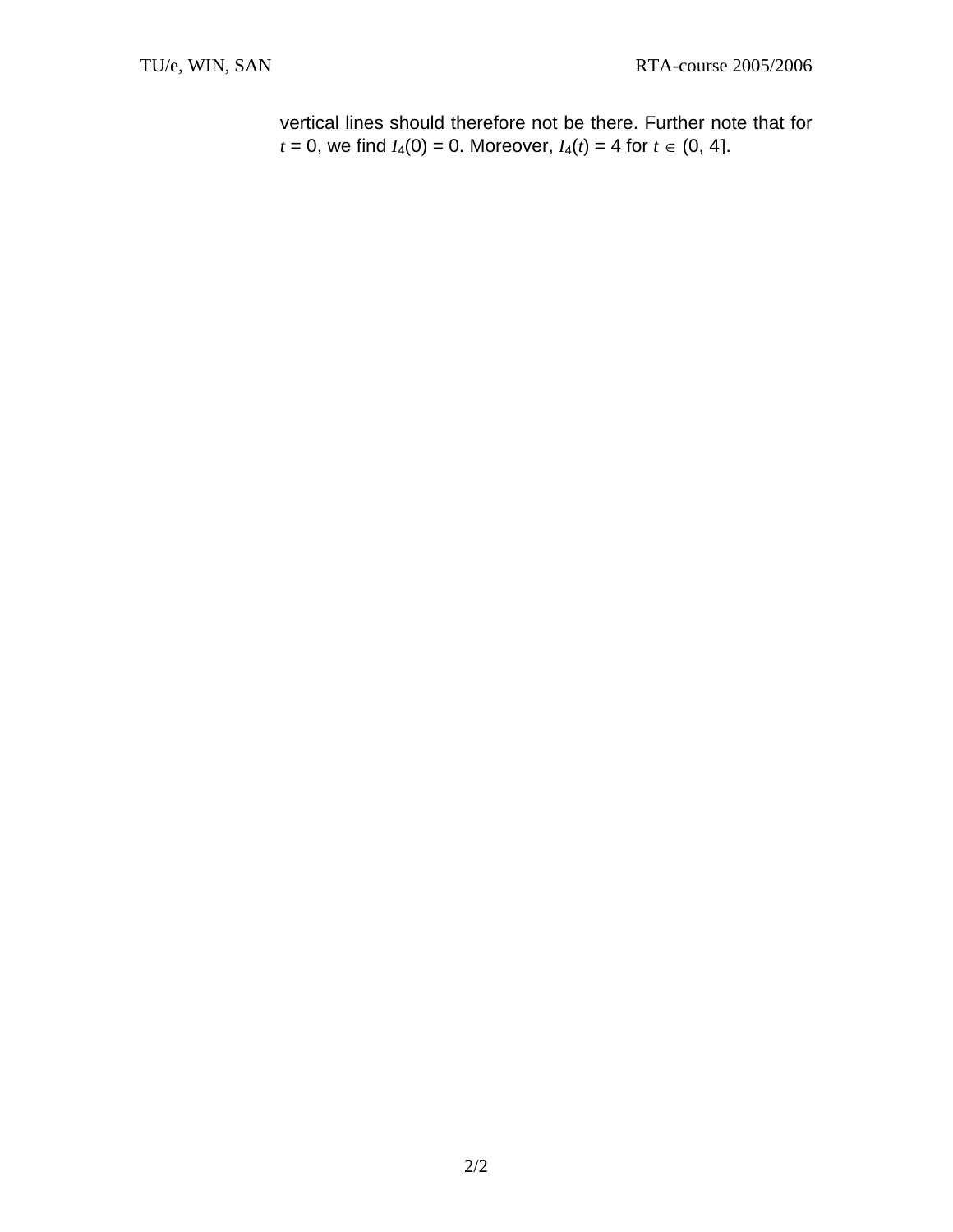vertical lines should therefore not be there. Further note that for $t = 0$, we find $I_4(0) = 0$. Moreover, $I_4(t) = 4$ for $t \in (0, 4]$.